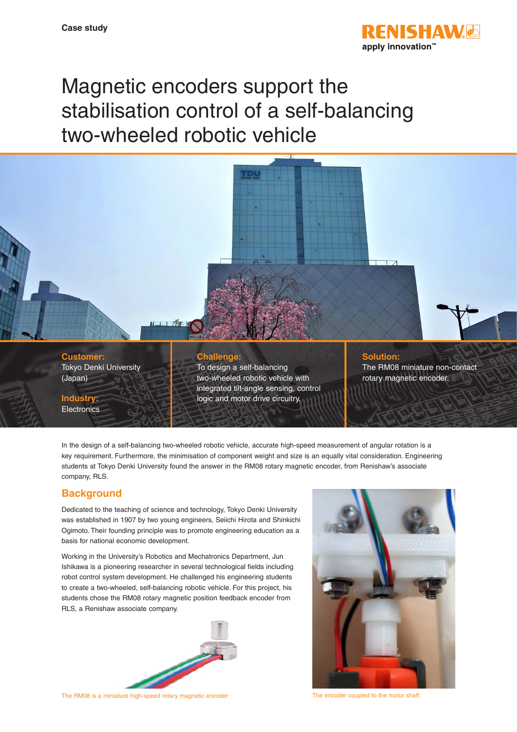Case study

RENISHAW
apply innovation™

# Magnetic encoders support the stabilisation control of a self-balancing two-wheeled robotic vehicle

**Customer:**
Tokyo Denki University (Japan)

**Industry:**
Electronics

**Challenge:**
To design a self-balancing two-wheeled robotic vehicle with integrated tilt-angle sensing, control logic and motor drive circuitry.

**Solution:**
The RM08 miniature non-contact rotary magnetic encoder.

In the design of a self-balancing two-wheeled robotic vehicle, accurate high-speed measurement of angular rotation is a key requirement. Furthermore, the minimisation of component weight and size is an equally vital consideration. Engineering students at Tokyo Denki University found the answer in the RM08 rotary magnetic encoder, from Renishaw's associate company, RLS.

## Background

Dedicated to the teaching of science and technology, Tokyo Denki University was established in 1907 by two young engineers, Seiichi Hirota and Shinkichi Ogimoto. Their founding principle was to promote engineering education as a basis for national economic development.

Working in the University's Robotics and Mechatronics Department, Jun Ishikawa is a pioneering researcher in several technological fields including robot control system development. He challenged his engineering students to create a two-wheeled, self-balancing robotic vehicle. For this project, his students chose the RM08 rotary magnetic position feedback encoder from RLS, a Renishaw associate company.

The RM08 is a miniature high-speed rotary magnetic encoder

The encoder coupled to the motor shaft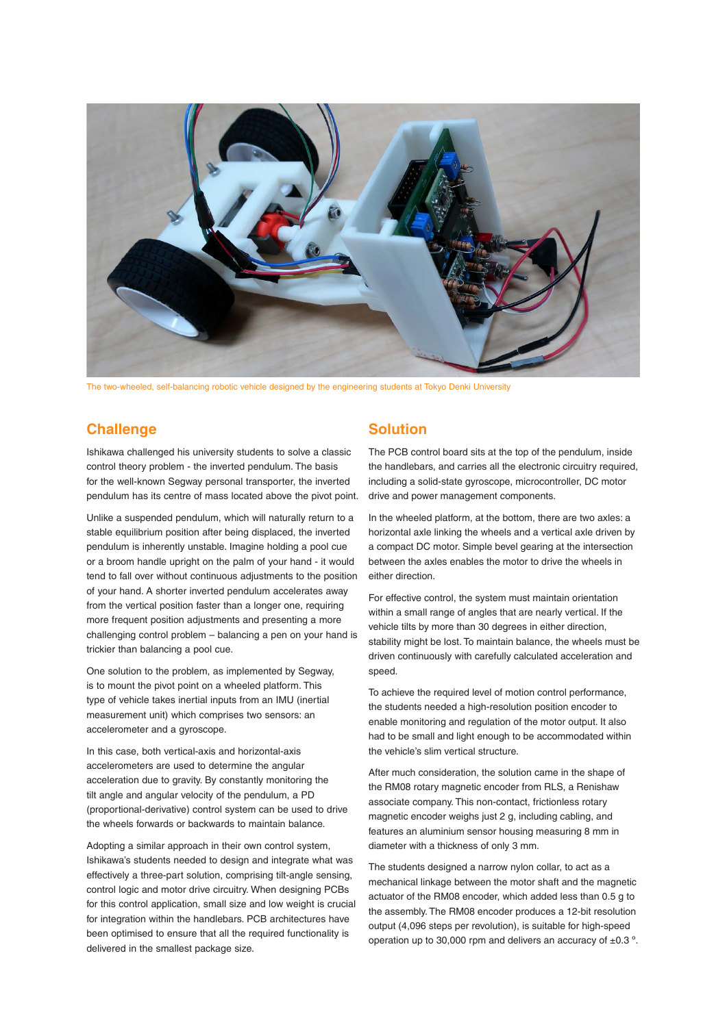The two-wheeled, self-balancing robotic vehicle designed by the engineering students at Tokyo Denki University

## Challenge

Ishikawa challenged his university students to solve a classic control theory problem - the inverted pendulum. The basis for the well-known Segway personal transporter, the inverted pendulum has its centre of mass located above the pivot point.

Unlike a suspended pendulum, which will naturally return to a stable equilibrium position after being displaced, the inverted pendulum is inherently unstable. Imagine holding a pool cue or a broom handle upright on the palm of your hand - it would tend to fall over without continuous adjustments to the position of your hand. A shorter inverted pendulum accelerates away from the vertical position faster than a longer one, requiring more frequent position adjustments and presenting a more challenging control problem – balancing a pen on your hand is trickier than balancing a pool cue.

One solution to the problem, as implemented by Segway, is to mount the pivot point on a wheeled platform. This type of vehicle takes inertial inputs from an IMU (inertial measurement unit) which comprises two sensors: an accelerometer and a gyroscope.

In this case, both vertical-axis and horizontal-axis accelerometers are used to determine the angular acceleration due to gravity. By constantly monitoring the tilt angle and angular velocity of the pendulum, a PD (proportional-derivative) control system can be used to drive the wheels forwards or backwards to maintain balance.

Adopting a similar approach in their own control system, Ishikawa's students needed to design and integrate what was effectively a three-part solution, comprising tilt-angle sensing, control logic and motor drive circuitry. When designing PCBs for this control application, small size and low weight is crucial for integration within the handlebars. PCB architectures have been optimised to ensure that all the required functionality is delivered in the smallest package size.

## Solution

The PCB control board sits at the top of the pendulum, inside the handlebars, and carries all the electronic circuitry required, including a solid-state gyroscope, microcontroller, DC motor drive and power management components.

In the wheeled platform, at the bottom, there are two axles: a horizontal axle linking the wheels and a vertical axle driven by a compact DC motor. Simple bevel gearing at the intersection between the axles enables the motor to drive the wheels in either direction.

For effective control, the system must maintain orientation within a small range of angles that are nearly vertical. If the vehicle tilts by more than 30 degrees in either direction, stability might be lost. To maintain balance, the wheels must be driven continuously with carefully calculated acceleration and speed.

To achieve the required level of motion control performance, the students needed a high-resolution position encoder to enable monitoring and regulation of the motor output. It also had to be small and light enough to be accommodated within the vehicle's slim vertical structure.

After much consideration, the solution came in the shape of the RM08 rotary magnetic encoder from RLS, a Renishaw associate company. This non-contact, frictionless rotary magnetic encoder weighs just 2 g, including cabling, and features an aluminium sensor housing measuring 8 mm in diameter with a thickness of only 3 mm.

The students designed a narrow nylon collar, to act as a mechanical linkage between the motor shaft and the magnetic actuator of the RM08 encoder, which added less than 0.5 g to the assembly. The RM08 encoder produces a 12-bit resolution output (4,096 steps per revolution), is suitable for high-speed operation up to 30,000 rpm and delivers an accuracy of ±0.3 °.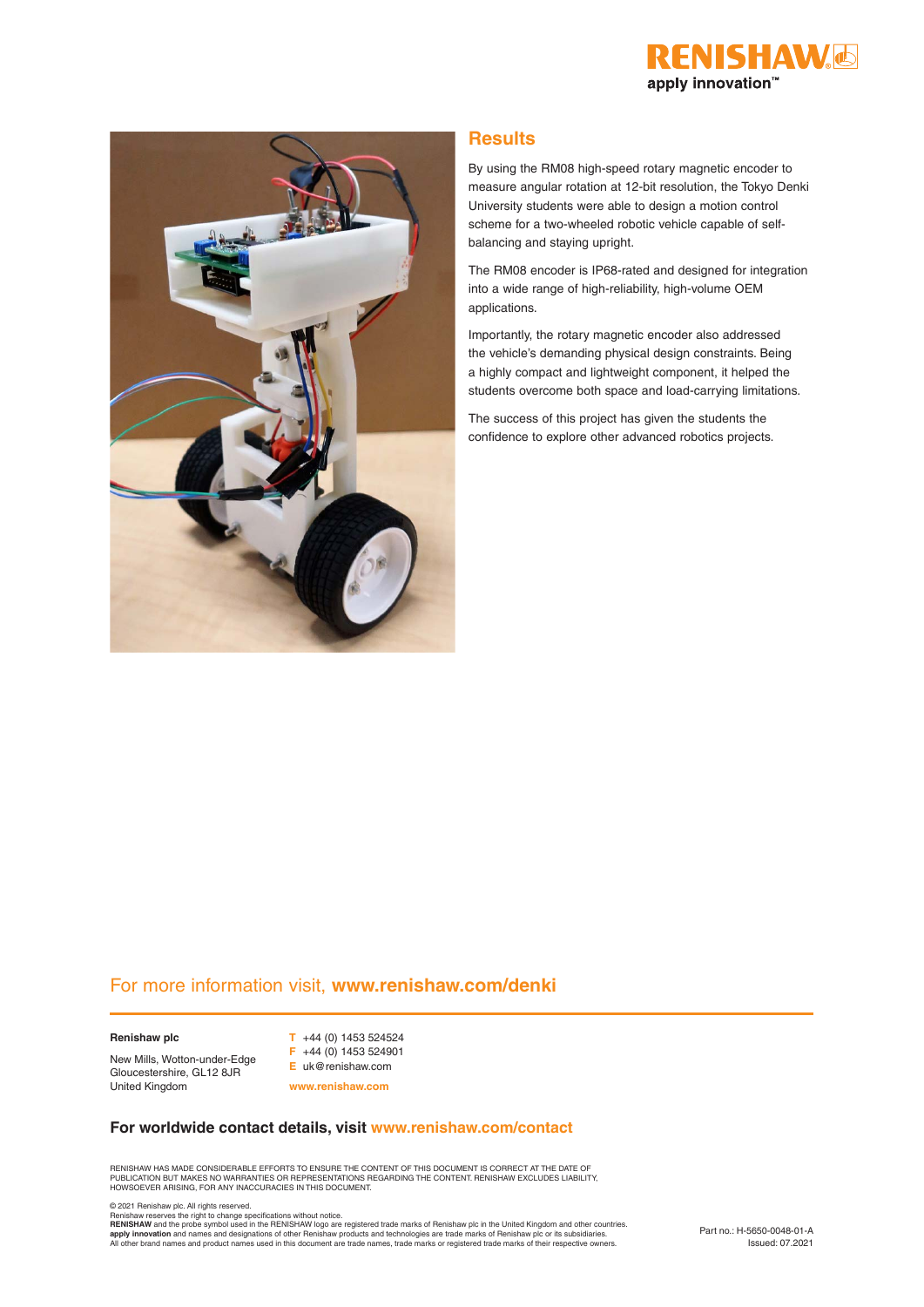## Results

By using the RM08 high-speed rotary magnetic encoder to measure angular rotation at 12-bit resolution, the Tokyo Denki University students were able to design a motion control scheme for a two-wheeled robotic vehicle capable of self-balancing and staying upright.

The RM08 encoder is IP68-rated and designed for integration into a wide range of high-reliability, high-volume OEM applications.

Importantly, the rotary magnetic encoder also addressed the vehicle's demanding physical design constraints. Being a highly compact and lightweight component, it helped the students overcome both space and load-carrying limitations.

The success of this project has given the students the confidence to explore other advanced robotics projects.

For more information visit, **www.renishaw.com/denki**

**Renishaw plc**

New Mills, Wotton-under-Edge
Gloucestershire, GL12 8JR
United Kingdom

**T** +44 (0) 1453 524524
**F** +44 (0) 1453 524901
**E** uk@renishaw.com

**www.renishaw.com**

**For worldwide contact details, visit www.renishaw.com/contact**

RENISHAW HAS MADE CONSIDERABLE EFFORTS TO ENSURE THE CONTENT OF THIS DOCUMENT IS CORRECT AT THE DATE OF PUBLICATION BUT MAKES NO WARRANTIES OR REPRESENTATIONS REGARDING THE CONTENT. RENISHAW EXCLUDES LIABILITY, HOWSOEVER ARISING, FOR ANY INACCURACIES IN THIS DOCUMENT.

© 2021 Renishaw plc. All rights reserved.
Renishaw reserves the right to change specifications without notice.
**RENISHAW** and the probe symbol used in the RENISHAW logo are registered trade marks of Renishaw plc in the United Kingdom and other countries.
**apply innovation** and names and designations of other Renishaw products and technologies are trade marks of Renishaw plc or its subsidiaries.
All other brand names and product names used in this document are trade names, trade marks or registered trade marks of their respective owners.

Part no.: H-5650-0048-01-A
Issued: 07.2021